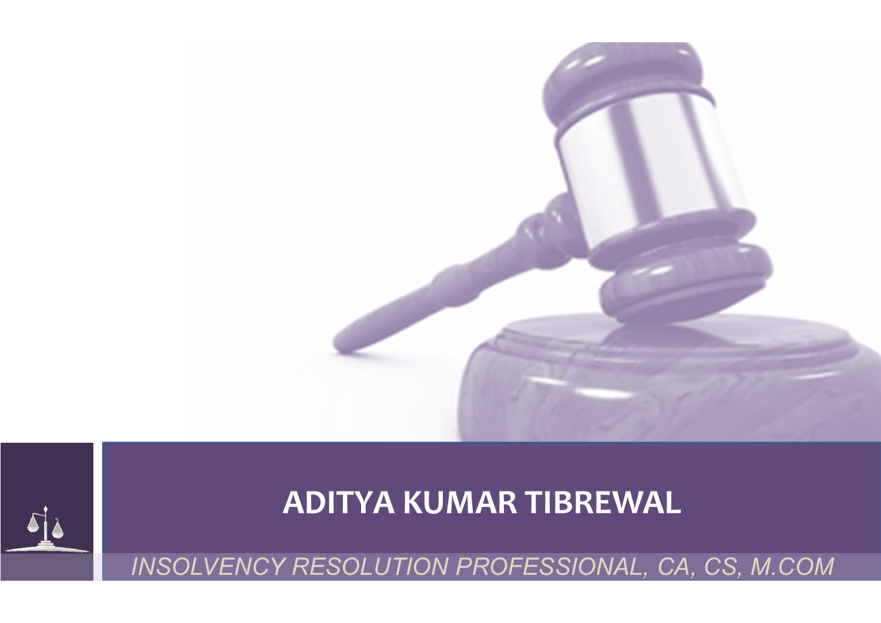# ADITYA KUMAR TIBREWAL

*INSOLVENCY RESOLUTION PROFESSIONAL, CA, CS, M.COM*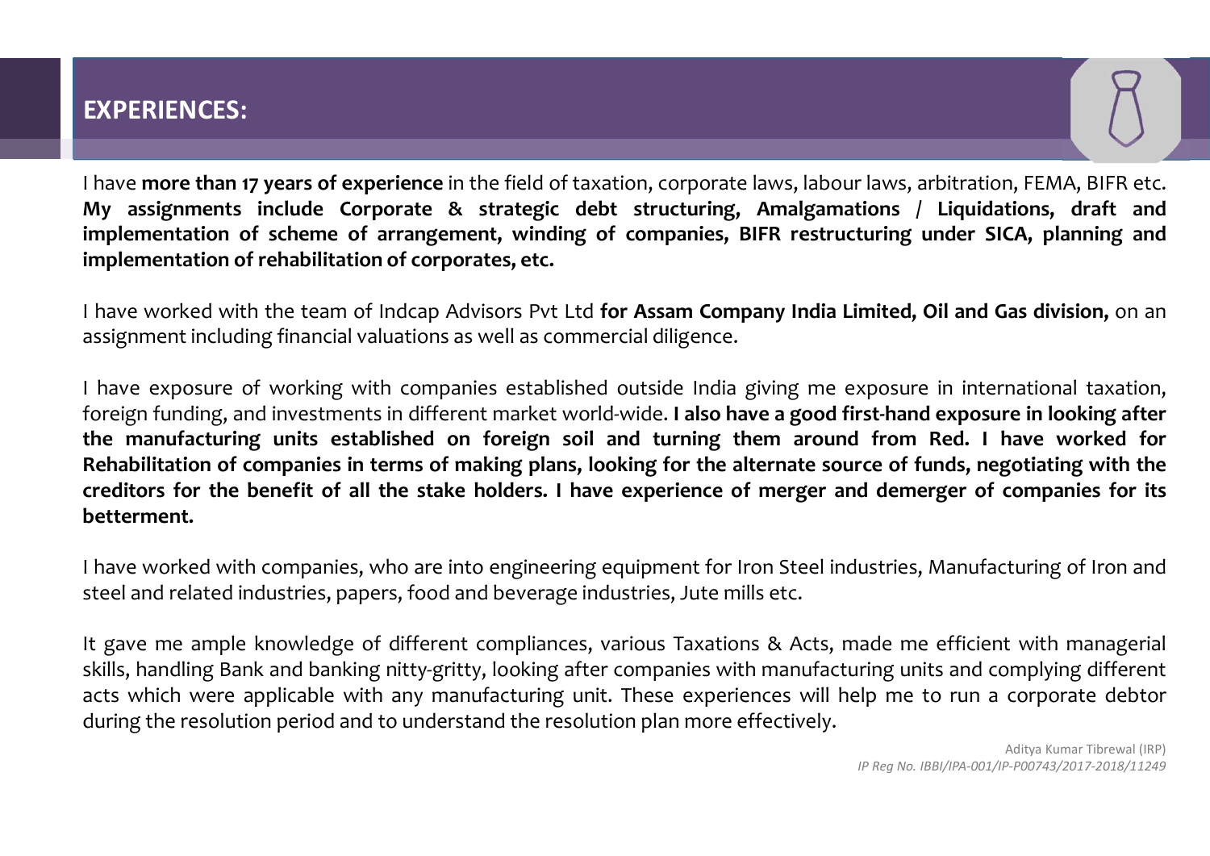## EXPERIENCES:

I have **more than 17 years of experience** in the field of taxation, corporate laws, labour laws, arbitration, FEMA, BIFR etc. **My assignments include Corporate & strategic debt structuring, Amalgamations / Liquidations, draft and implementation of scheme of arrangement, winding of companies, BIFR restructuring under SICA, planning and implementation of rehabilitation of corporates, etc.**

I have worked with the team of Indcap Advisors Pvt Ltd **for Assam Company India Limited, Oil and Gas division,** on an assignment including financial valuations as well as commercial diligence.

I have exposure of working with companies established outside India giving me exposure in international taxation, foreign funding, and investments in different market world-wide. **I also have a good first-hand exposure in looking after the manufacturing units established on foreign soil and turning them around from Red. I have worked for Rehabilitation of companies in terms of making plans, looking for the alternate source of funds, negotiating with the creditors for the benefit of all the stake holders. I have experience of merger and demerger of companies for its betterment.**

I have worked with companies, who are into engineering equipment for Iron Steel industries, Manufacturing of Iron and steel and related industries, papers, food and beverage industries, Jute mills etc.

It gave me ample knowledge of different compliances, various Taxations & Acts, made me efficient with managerial skills, handling Bank and banking nitty-gritty, looking after companies with manufacturing units and complying different acts which were applicable with any manufacturing unit. These experiences will help me to run a corporate debtor during the resolution period and to understand the resolution plan more effectively.

Aditya Kumar Tibrewal (IRP)
*IP Reg No. IBBI/IPA-001/IP-P00743/2017-2018/11249*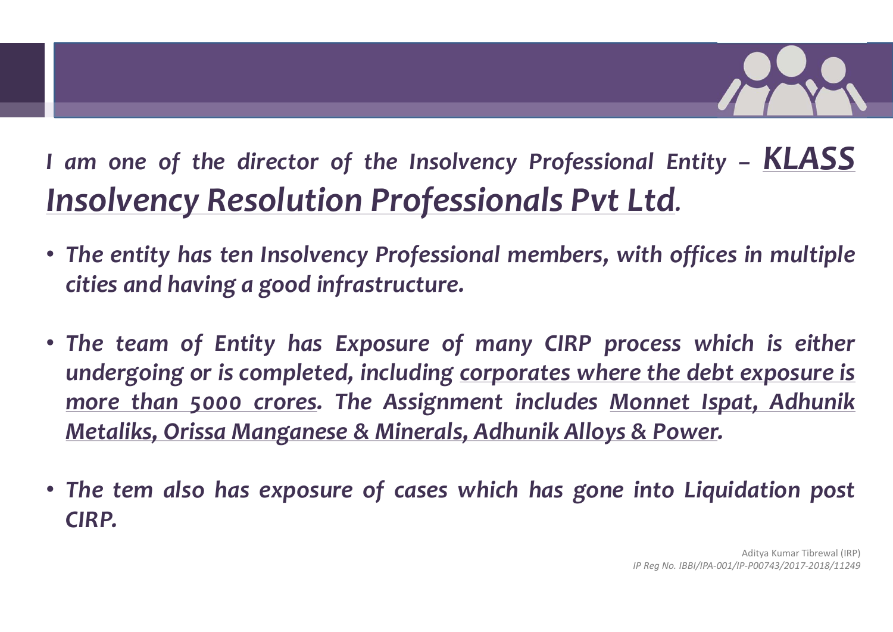*I am one of the director of the Insolvency Professional Entity – **KLASS Insolvency Resolution Professionals Pvt Ltd**.*

- ***The entity has ten Insolvency Professional members, with offices in multiple cities and having a good infrastructure.***
- ***The team of Entity has Exposure of many CIRP process which is either undergoing or is completed, including corporates where the debt exposure is more than 5000 crores. The Assignment includes Monnet Ispat, Adhunik Metaliks, Orissa Manganese & Minerals, Adhunik Alloys & Power.***
- ***The tem also has exposure of cases which has gone into Liquidation post CIRP.***

Aditya Kumar Tibrewal (IRP)
*IP Reg No. IBBI/IPA-001/IP-P00743/2017-2018/11249*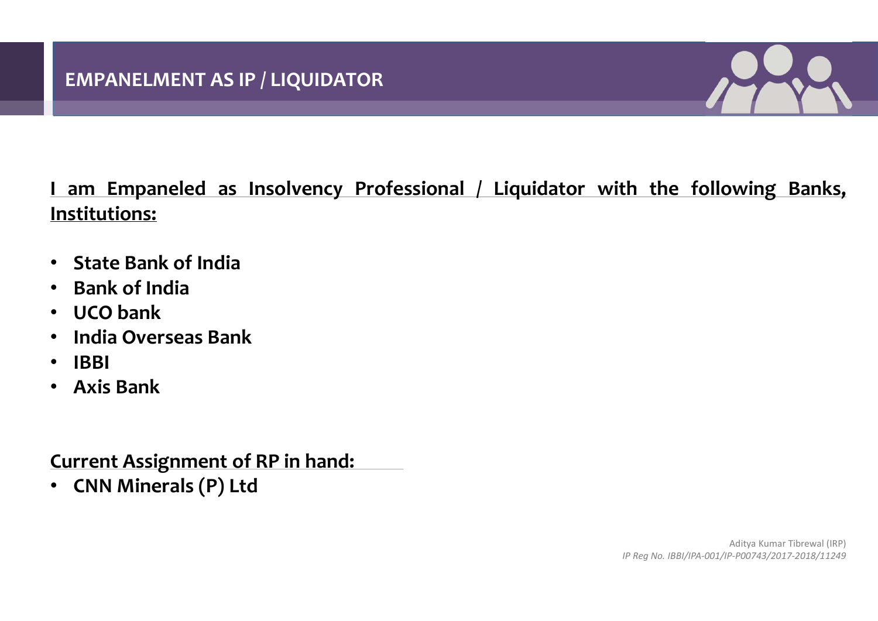# EMPANELMENT AS IP / LIQUIDATOR

**I am Empaneled as Insolvency Professional / Liquidator with the following Banks, Institutions:**

- **State Bank of India**
- **Bank of India**
- **UCO bank**
- **India Overseas Bank**
- **IBBI**
- **Axis Bank**

**Current Assignment of RP in hand:**

- **CNN Minerals (P) Ltd**

Aditya Kumar Tibrewal (IRP)
*IP Reg No. IBBI/IPA-001/IP-P00743/2017-2018/11249*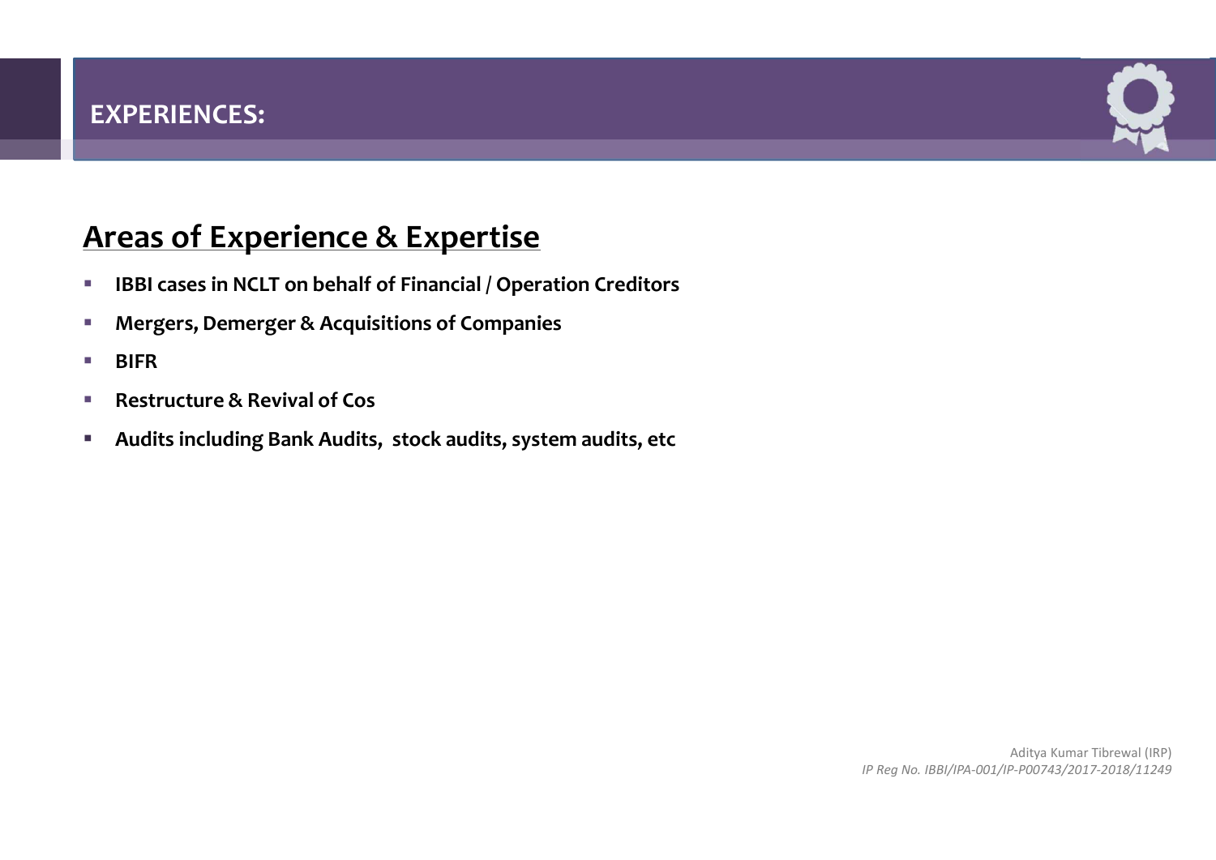# EXPERIENCES:

## Areas of Experience & Expertise

- **IBBI cases in NCLT on behalf of Financial / Operation Creditors**
- **Mergers, Demerger & Acquisitions of Companies**
- **BIFR**
- **Restructure & Revival of Cos**
- **Audits including Bank Audits, stock audits, system audits, etc**

Aditya Kumar Tibrewal (IRP)
*IP Reg No. IBBI/IPA-001/IP-P00743/2017-2018/11249*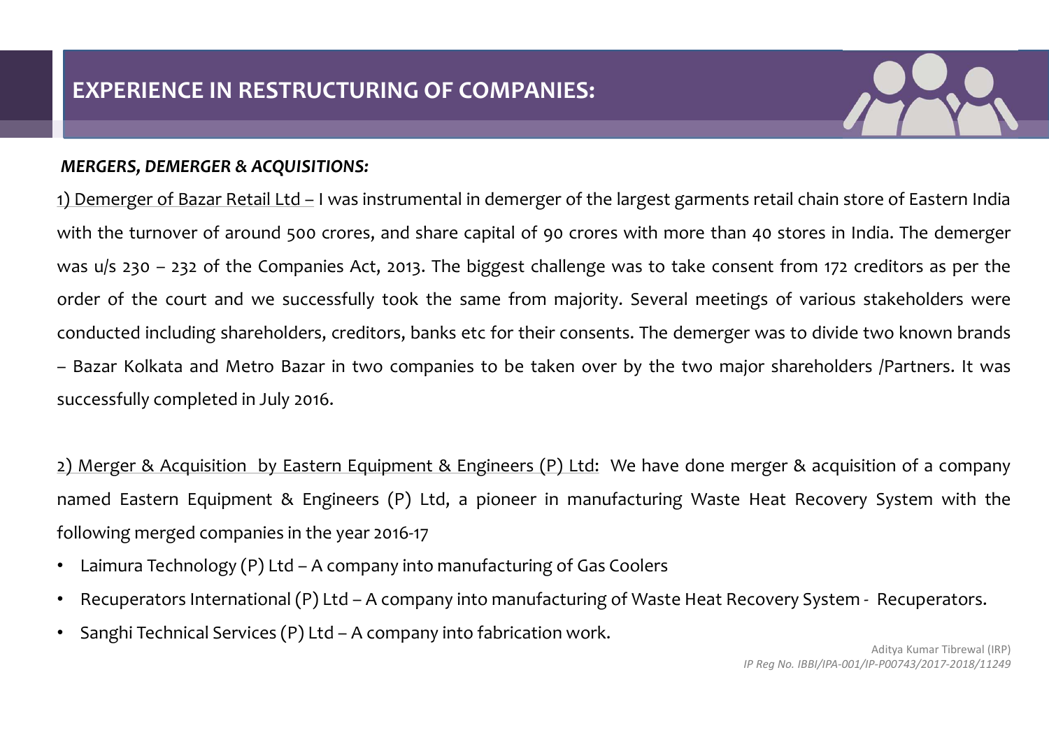# EXPERIENCE IN RESTRUCTURING OF COMPANIES:

***MERGERS, DEMERGER & ACQUISITIONS:***

1) Demerger of Bazar Retail Ltd – I was instrumental in demerger of the largest garments retail chain store of Eastern India with the turnover of around 500 crores, and share capital of 90 crores with more than 40 stores in India. The demerger was u/s 230 – 232 of the Companies Act, 2013. The biggest challenge was to take consent from 172 creditors as per the order of the court and we successfully took the same from majority. Several meetings of various stakeholders were conducted including shareholders, creditors, banks etc for their consents. The demerger was to divide two known brands – Bazar Kolkata and Metro Bazar in two companies to be taken over by the two major shareholders /Partners. It was successfully completed in July 2016.

2) Merger & Acquisition by Eastern Equipment & Engineers (P) Ltd: We have done merger & acquisition of a company named Eastern Equipment & Engineers (P) Ltd, a pioneer in manufacturing Waste Heat Recovery System with the following merged companies in the year 2016-17

- Laimura Technology (P) Ltd – A company into manufacturing of Gas Coolers
- Recuperators International (P) Ltd – A company into manufacturing of Waste Heat Recovery System - Recuperators.
- Sanghi Technical Services (P) Ltd – A company into fabrication work.

Aditya Kumar Tibrewal (IRP)
*IP Reg No. IBBI/IPA-001/IP-P00743/2017-2018/11249*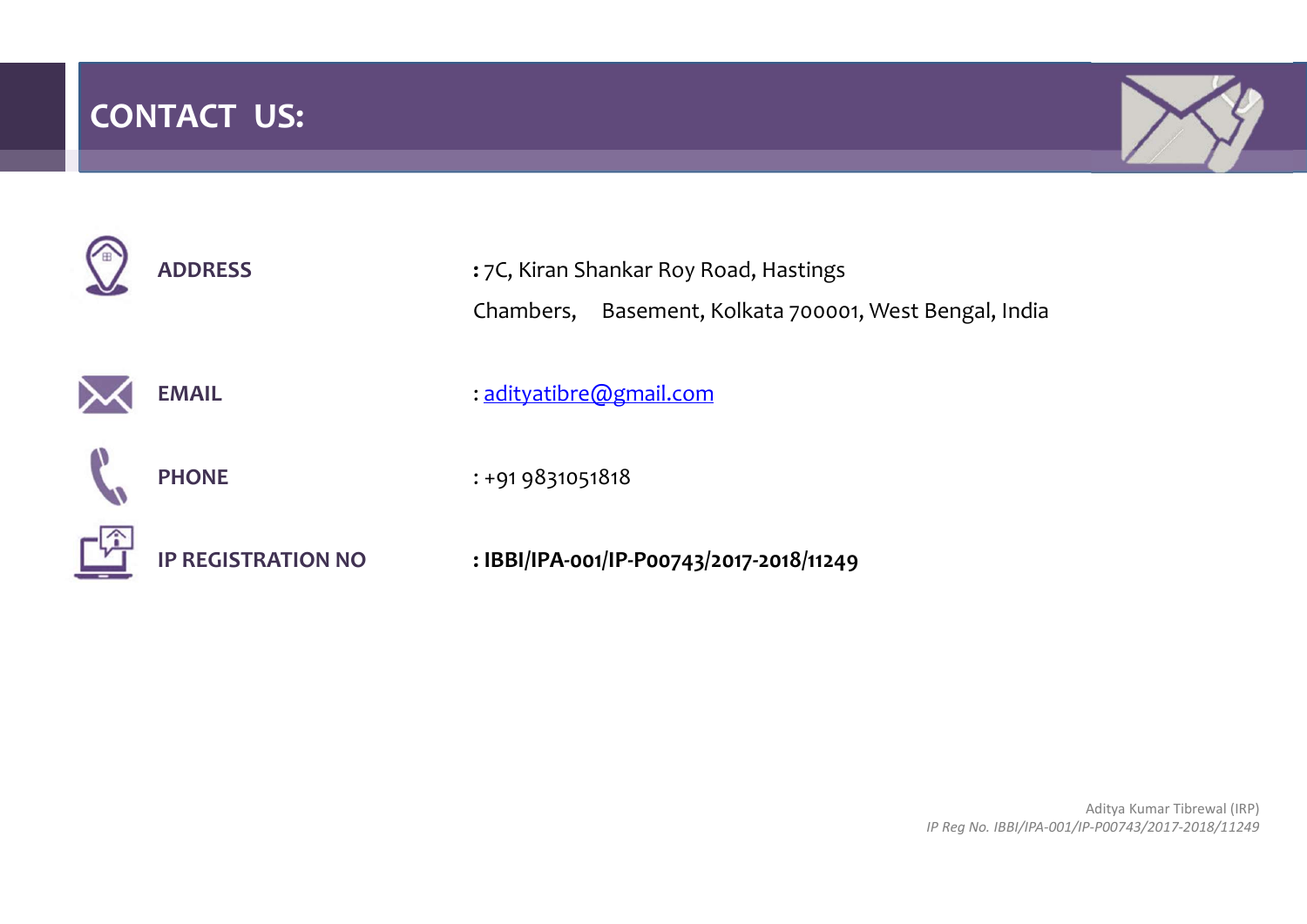# CONTACT US:

| | |
|---|---|
| **ADDRESS** | **:** 7C, Kiran Shankar Roy Road, Hastings Chambers, Basement, Kolkata 700001, West Bengal, India |
| **EMAIL** | : adityatibre@gmail.com |
| **PHONE** | : +91 9831051818 |
| **IP REGISTRATION NO** | **: IBBI/IPA-001/IP-P00743/2017-2018/11249** |

Aditya Kumar Tibrewal (IRP)
*IP Reg No. IBBI/IPA-001/IP-P00743/2017-2018/11249*